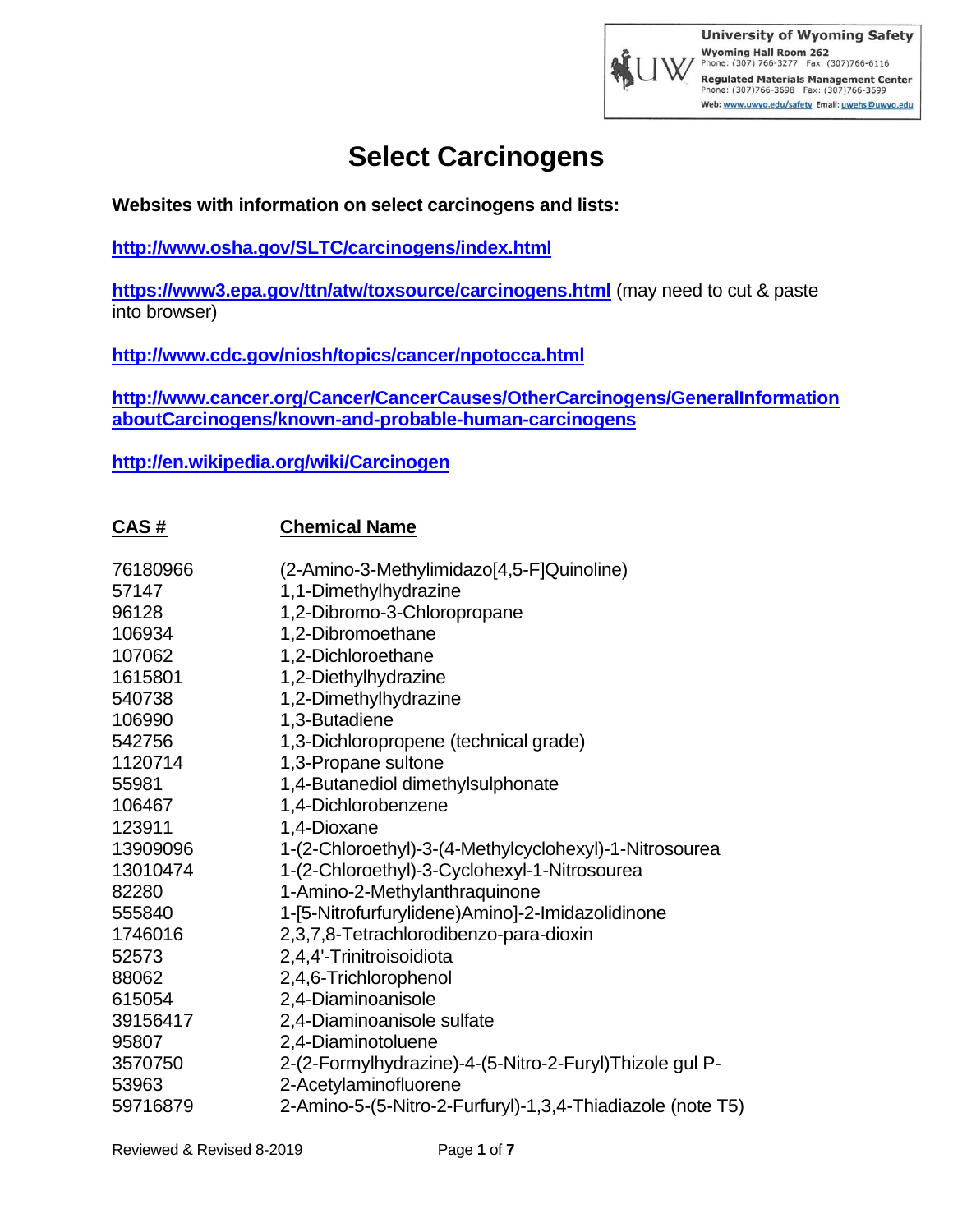University of Wyoming Safety
Wyoming Hall Room 262
Phone: (307) 766-3277 Fax: (307)766-6116
Regulated Materials Management Center
Phone: (307)766-3698 Fax: (307)766-3699
Web: www.uwyo.edu/safety Email: uwehs@uwyo.edu

# Select Carcinogens

**Websites with information on select carcinogens and lists:**

**http://www.osha.gov/SLTC/carcinogens/index.html**

**https://www3.epa.gov/ttn/atw/toxsource/carcinogens.html** (may need to cut & paste into browser)

**http://www.cdc.gov/niosh/topics/cancer/npotocca.html**

**http://www.cancer.org/Cancer/CancerCauses/OtherCarcinogens/GeneralInformationaboutCarcinogens/known-and-probable-human-carcinogens**

**http://en.wikipedia.org/wiki/Carcinogen**

| CAS # | Chemical Name |
|---|---|
| 76180966 | (2-Amino-3-Methylimidazo[4,5-F]Quinoline) |
| 57147 | 1,1-Dimethylhydrazine |
| 96128 | 1,2-Dibromo-3-Chloropropane |
| 106934 | 1,2-Dibromoethane |
| 107062 | 1,2-Dichloroethane |
| 1615801 | 1,2-Diethylhydrazine |
| 540738 | 1,2-Dimethylhydrazine |
| 106990 | 1,3-Butadiene |
| 542756 | 1,3-Dichloropropene (technical grade) |
| 1120714 | 1,3-Propane sultone |
| 55981 | 1,4-Butanediol dimethylsulphonate |
| 106467 | 1,4-Dichlorobenzene |
| 123911 | 1,4-Dioxane |
| 13909096 | 1-(2-Chloroethyl)-3-(4-Methylcyclohexyl)-1-Nitrosourea |
| 13010474 | 1-(2-Chloroethyl)-3-Cyclohexyl-1-Nitrosourea |
| 82280 | 1-Amino-2-Methylanthraquinone |
| 555840 | 1-[5-Nitrofurfurylidene)Amino]-2-Imidazolidinone |
| 1746016 | 2,3,7,8-Tetrachlorodibenzo-para-dioxin |
| 52573 | 2,4,4'-Trinitroisoidiota |
| 88062 | 2,4,6-Trichlorophenol |
| 615054 | 2,4-Diaminoanisole |
| 39156417 | 2,4-Diaminoanisole sulfate |
| 95807 | 2,4-Diaminotoluene |
| 3570750 | 2-(2-Formylhydrazine)-4-(5-Nitro-2-Furyl)Thizole gul P- |
| 53963 | 2-Acetylaminofluorene |
| 59716879 | 2-Amino-5-(5-Nitro-2-Furfuryl)-1,3,4-Thiadiazole (note T5) |

Reviewed & Revised 8-2019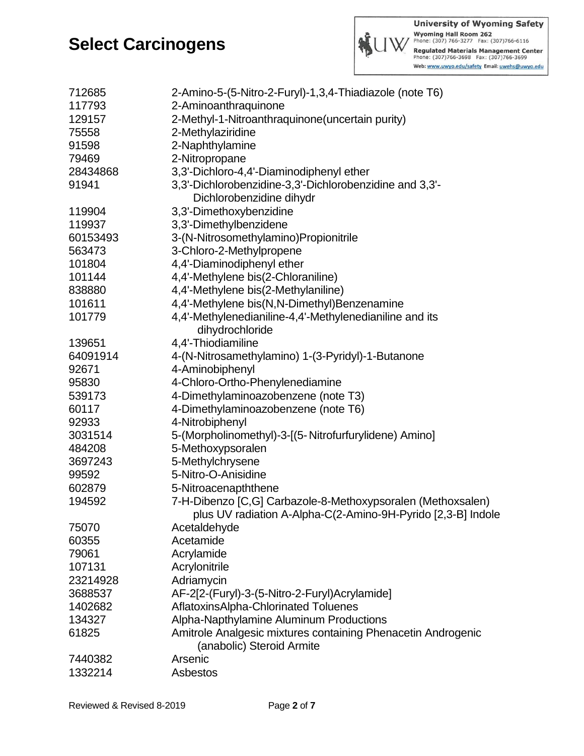# Select Carcinogens

| | |
|---|---|
| 712685 | 2-Amino-5-(5-Nitro-2-Furyl)-1,3,4-Thiadiazole (note T6) |
| 117793 | 2-Aminoanthraquinone |
| 129157 | 2-Methyl-1-Nitroanthraquinone(uncertain purity) |
| 75558 | 2-Methylaziridine |
| 91598 | 2-Naphthylamine |
| 79469 | 2-Nitropropane |
| 28434868 | 3,3'-Dichloro-4,4'-Diaminodiphenyl ether |
| 91941 | 3,3'-Dichlorobenzidine-3,3'-Dichlorobenzidine and 3,3'-Dichlorobenzidine dihydr |
| 119904 | 3,3'-Dimethoxybenzidine |
| 119937 | 3,3'-Dimethylbenzidene |
| 60153493 | 3-(N-Nitrosomethylamino)Propionitrile |
| 563473 | 3-Chloro-2-Methylpropene |
| 101804 | 4,4'-Diaminodiphenyl ether |
| 101144 | 4,4'-Methylene bis(2-Chloraniline) |
| 838880 | 4,4'-Methylene bis(2-Methylaniline) |
| 101611 | 4,4'-Methylene bis(N,N-Dimethyl)Benzenamine |
| 101779 | 4,4'-Methylenedianiline-4,4'-Methylenedianiline and its dihydrochloride |
| 139651 | 4,4'-Thiodiamiline |
| 64091914 | 4-(N-Nitrosamethylamino) 1-(3-Pyridyl)-1-Butanone |
| 92671 | 4-Aminobiphenyl |
| 95830 | 4-Chloro-Ortho-Phenylenediamine |
| 539173 | 4-Dimethylaminoazobenzene (note T3) |
| 60117 | 4-Dimethylaminoazobenzene (note T6) |
| 92933 | 4-Nitrobiphenyl |
| 3031514 | 5-(Morpholinomethyl)-3-[(5- Nitrofurfurylidene) Amino] |
| 484208 | 5-Methoxypsoralen |
| 3697243 | 5-Methylchrysene |
| 99592 | 5-Nitro-O-Anisidine |
| 602879 | 5-Nitroacenapththene |
| 194592 | 7-H-Dibenzo [C,G] Carbazole-8-Methoxypsoralen (Methoxsalen) plus UV radiation A-Alpha-C(2-Amino-9H-Pyrido [2,3-B] Indole |
| 75070 | Acetaldehyde |
| 60355 | Acetamide |
| 79061 | Acrylamide |
| 107131 | Acrylonitrile |
| 23214928 | Adriamycin |
| 3688537 | AF-2[2-(Furyl)-3-(5-Nitro-2-Furyl)Acrylamide] |
| 1402682 | AflatoxinsAlpha-Chlorinated Toluenes |
| 134327 | Alpha-Napthylamine Aluminum Productions |
| 61825 | Amitrole Analgesic mixtures containing Phenacetin Androgenic (anabolic) Steroid Armite |
| 7440382 | Arsenic |
| 1332214 | Asbestos |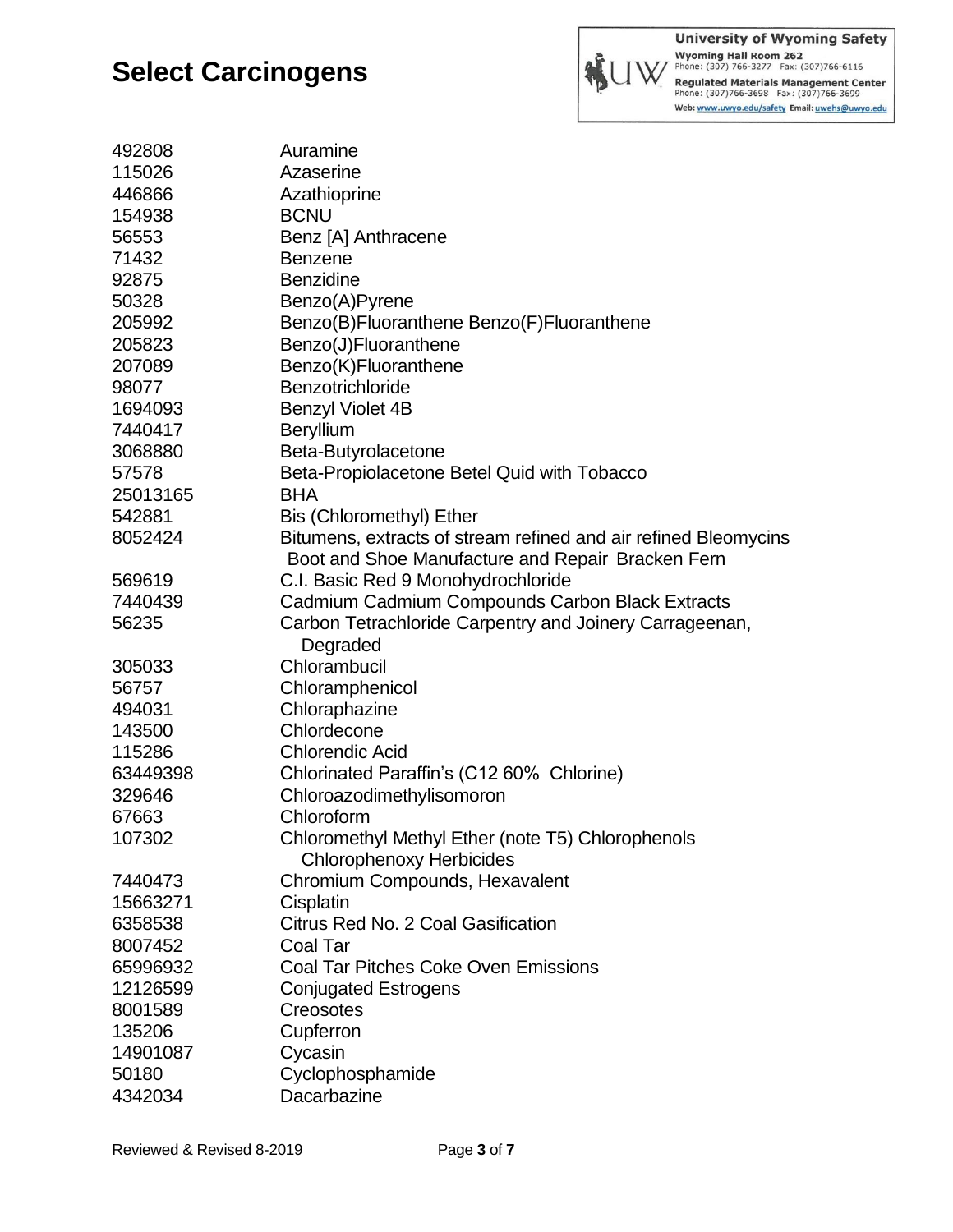# Select Carcinogens

| | |
|---|---|
| 492808 | Auramine |
| 115026 | Azaserine |
| 446866 | Azathioprine |
| 154938 | BCNU |
| 56553 | Benz [A] Anthracene |
| 71432 | Benzene |
| 92875 | Benzidine |
| 50328 | Benzo(A)Pyrene |
| 205992 | Benzo(B)Fluoranthene Benzo(F)Fluoranthene |
| 205823 | Benzo(J)Fluoranthene |
| 207089 | Benzo(K)Fluoranthene |
| 98077 | Benzotrichloride |
| 1694093 | Benzyl Violet 4B |
| 7440417 | Beryllium |
| 3068880 | Beta-Butyrolacetone |
| 57578 | Beta-Propiolacetone Betel Quid with Tobacco |
| 25013165 | BHA |
| 542881 | Bis (Chloromethyl) Ether |
| 8052424 | Bitumens, extracts of stream refined and air refined Bleomycins Boot and Shoe Manufacture and Repair Bracken Fern |
| 569619 | C.I. Basic Red 9 Monohydrochloride |
| 7440439 | Cadmium Cadmium Compounds Carbon Black Extracts |
| 56235 | Carbon Tetrachloride Carpentry and Joinery Carrageenan, Degraded |
| 305033 | Chlorambucil |
| 56757 | Chloramphenicol |
| 494031 | Chloraphazine |
| 143500 | Chlordecone |
| 115286 | Chlorendic Acid |
| 63449398 | Chlorinated Paraffin's (C12 60% Chlorine) |
| 329646 | Chloroazodimethylisomoron |
| 67663 | Chloroform |
| 107302 | Chloromethyl Methyl Ether (note T5) Chlorophenols Chlorophenoxy Herbicides |
| 7440473 | Chromium Compounds, Hexavalent |
| 15663271 | Cisplatin |
| 6358538 | Citrus Red No. 2 Coal Gasification |
| 8007452 | Coal Tar |
| 65996932 | Coal Tar Pitches Coke Oven Emissions |
| 12126599 | Conjugated Estrogens |
| 8001589 | Creosotes |
| 135206 | Cupferron |
| 14901087 | Cycasin |
| 50180 | Cyclophosphamide |
| 4342034 | Dacarbazine |

Reviewed & Revised 8-2019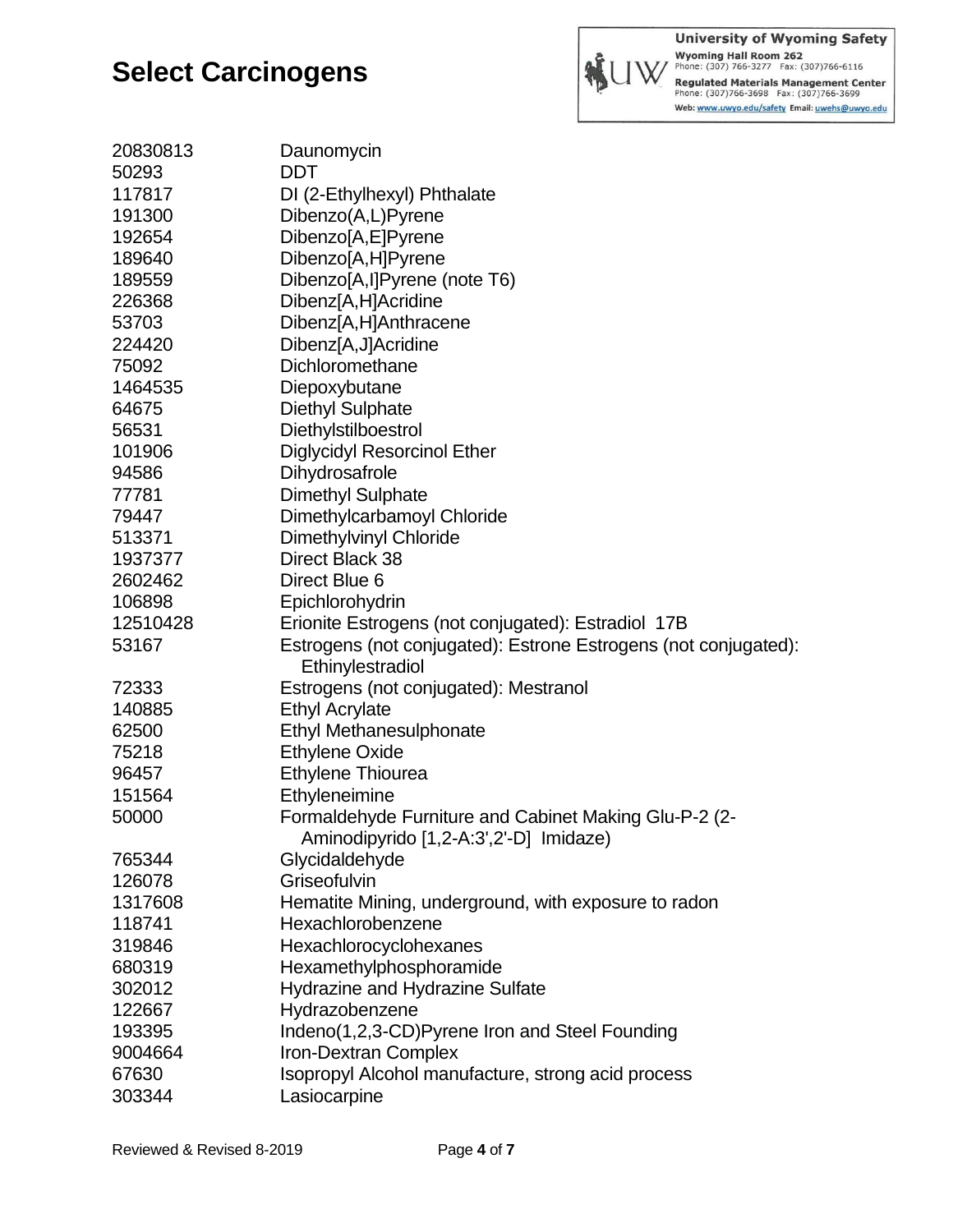# Select Carcinogens

| | |
|---|---|
| 20830813 | Daunomycin |
| 50293 | DDT |
| 117817 | DI (2-Ethylhexyl) Phthalate |
| 191300 | Dibenzo(A,L)Pyrene |
| 192654 | Dibenzo[A,E]Pyrene |
| 189640 | Dibenzo[A,H]Pyrene |
| 189559 | Dibenzo[A,I]Pyrene (note T6) |
| 226368 | Dibenz[A,H]Acridine |
| 53703 | Dibenz[A,H]Anthracene |
| 224420 | Dibenz[A,J]Acridine |
| 75092 | Dichloromethane |
| 1464535 | Diepoxybutane |
| 64675 | Diethyl Sulphate |
| 56531 | Diethylstilboestrol |
| 101906 | Diglycidyl Resorcinol Ether |
| 94586 | Dihydrosafrole |
| 77781 | Dimethyl Sulphate |
| 79447 | Dimethylcarbamoyl Chloride |
| 513371 | Dimethylvinyl Chloride |
| 1937377 | Direct Black 38 |
| 2602462 | Direct Blue 6 |
| 106898 | Epichlorohydrin |
| 12510428 | Erionite Estrogens (not conjugated): Estradiol 17B |
| 53167 | Estrogens (not conjugated): Estrone Estrogens (not conjugated): Ethinylestradiol |
| 72333 | Estrogens (not conjugated): Mestranol |
| 140885 | Ethyl Acrylate |
| 62500 | Ethyl Methanesulphonate |
| 75218 | Ethylene Oxide |
| 96457 | Ethylene Thiourea |
| 151564 | Ethyleneimine |
| 50000 | Formaldehyde Furniture and Cabinet Making Glu-P-2 (2-Aminodipyrido [1,2-A:3',2'-D] Imidaze) |
| 765344 | Glycidaldehyde |
| 126078 | Griseofulvin |
| 1317608 | Hematite Mining, underground, with exposure to radon |
| 118741 | Hexachlorobenzene |
| 319846 | Hexachlorocyclohexanes |
| 680319 | Hexamethylphosphoramide |
| 302012 | Hydrazine and Hydrazine Sulfate |
| 122667 | Hydrazobenzene |
| 193395 | Indeno(1,2,3-CD)Pyrene Iron and Steel Founding |
| 9004664 | Iron-Dextran Complex |
| 67630 | Isopropyl Alcohol manufacture, strong acid process |
| 303344 | Lasiocarpine |

Reviewed & Revised 8-2019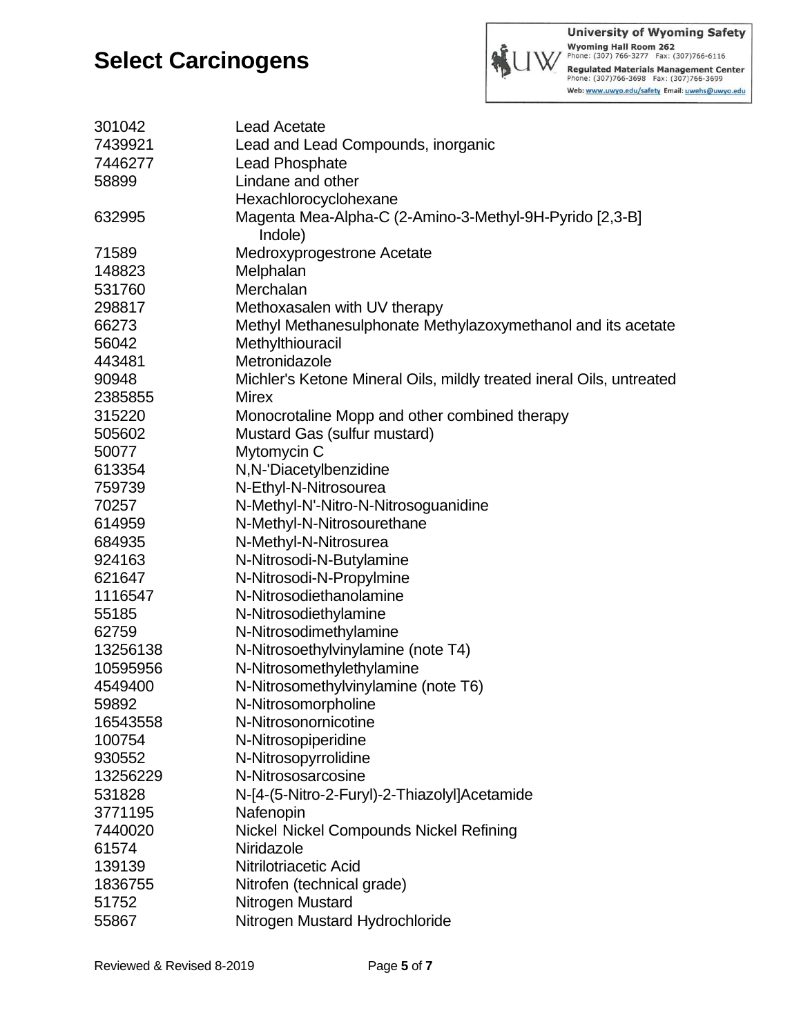# Select Carcinogens

| CAS Number | Chemical |
|---|---|
| 301042 | Lead Acetate |
| 7439921 | Lead and Lead Compounds, inorganic |
| 7446277 | Lead Phosphate |
| 58899 | Lindane and other Hexachlorocyclohexane |
| 632995 | Magenta Mea-Alpha-C (2-Amino-3-Methyl-9H-Pyrido [2,3-B] Indole) |
| 71589 | Medroxyprogestrone Acetate |
| 148823 | Melphalan |
| 531760 | Merchalan |
| 298817 | Methoxasalen with UV therapy |
| 66273 | Methyl Methanesulphonate Methylazoxymethanol and its acetate |
| 56042 | Methylthiouracil |
| 443481 | Metronidazole |
| 90948 | Michler's Ketone Mineral Oils, mildly treated ineral Oils, untreated |
| 2385855 | Mirex |
| 315220 | Monocrotaline Mopp and other combined therapy |
| 505602 | Mustard Gas (sulfur mustard) |
| 50077 | Mytomycin C |
| 613354 | N,N-'Diacetylbenzidine |
| 759739 | N-Ethyl-N-Nitrosourea |
| 70257 | N-Methyl-N'-Nitro-N-Nitrosoguanidine |
| 614959 | N-Methyl-N-Nitrosourethane |
| 684935 | N-Methyl-N-Nitrosurea |
| 924163 | N-Nitrosodi-N-Butylamine |
| 621647 | N-Nitrosodi-N-Propylmine |
| 1116547 | N-Nitrosodiethanolamine |
| 55185 | N-Nitrosodiethylamine |
| 62759 | N-Nitrosodimethylamine |
| 13256138 | N-Nitrosoethylvinylamine (note T4) |
| 10595956 | N-Nitrosomethylethylamine |
| 4549400 | N-Nitrosomethylvinylamine (note T6) |
| 59892 | N-Nitrosomorpholine |
| 16543558 | N-Nitrosonornicotine |
| 100754 | N-Nitrosopiperidine |
| 930552 | N-Nitrosopyrrolidine |
| 13256229 | N-Nitrososarcosine |
| 531828 | N-[4-(5-Nitro-2-Furyl)-2-Thiazolyl]Acetamide |
| 3771195 | Nafenopin |
| 7440020 | Nickel Nickel Compounds Nickel Refining |
| 61574 | Niridazole |
| 139139 | Nitrilotriacetic Acid |
| 1836755 | Nitrofen (technical grade) |
| 51752 | Nitrogen Mustard |
| 55867 | Nitrogen Mustard Hydrochloride |

Reviewed & Revised 8-2019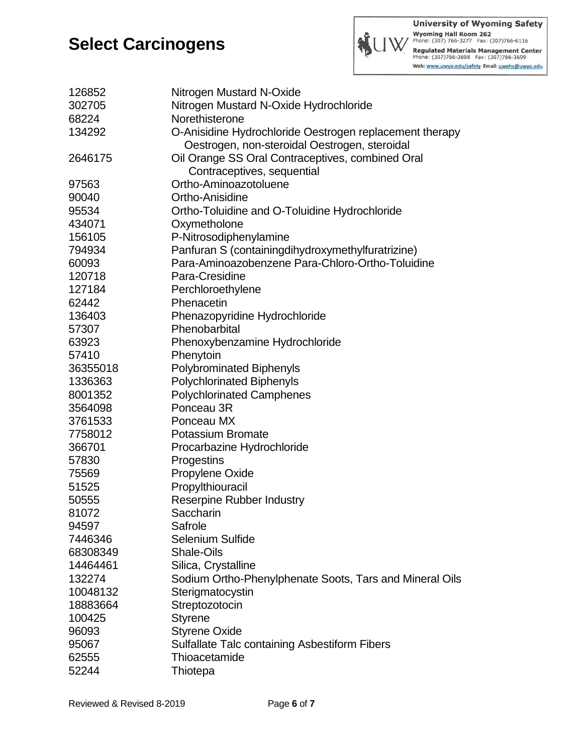# Select Carcinogens

| | |
|---|---|
| 126852 | Nitrogen Mustard N-Oxide |
| 302705 | Nitrogen Mustard N-Oxide Hydrochloride |
| 68224 | Norethisterone |
| 134292 | O-Anisidine Hydrochloride Oestrogen replacement therapy Oestrogen, non-steroidal Oestrogen, steroidal |
| 2646175 | Oil Orange SS Oral Contraceptives, combined Oral Contraceptives, sequential |
| 97563 | Ortho-Aminoazotoluene |
| 90040 | Ortho-Anisidine |
| 95534 | Ortho-Toluidine and O-Toluidine Hydrochloride |
| 434071 | Oxymetholone |
| 156105 | P-Nitrosodiphenylamine |
| 794934 | Panfuran S (containingdihydroxymethylfuratrizine) |
| 60093 | Para-Aminoazobenzene Para-Chloro-Ortho-Toluidine |
| 120718 | Para-Cresidine |
| 127184 | Perchloroethylene |
| 62442 | Phenacetin |
| 136403 | Phenazopyridine Hydrochloride |
| 57307 | Phenobarbital |
| 63923 | Phenoxybenzamine Hydrochloride |
| 57410 | Phenytoin |
| 36355018 | Polybrominated Biphenyls |
| 1336363 | Polychlorinated Biphenyls |
| 8001352 | Polychlorinated Camphenes |
| 3564098 | Ponceau 3R |
| 3761533 | Ponceau MX |
| 7758012 | Potassium Bromate |
| 366701 | Procarbazine Hydrochloride |
| 57830 | Progestins |
| 75569 | Propylene Oxide |
| 51525 | Propylthiouracil |
| 50555 | Reserpine Rubber Industry |
| 81072 | Saccharin |
| 94597 | Safrole |
| 7446346 | Selenium Sulfide |
| 68308349 | Shale-Oils |
| 14464461 | Silica, Crystalline |
| 132274 | Sodium Ortho-Phenylphenate Soots, Tars and Mineral Oils |
| 10048132 | Sterigmatocystin |
| 18883664 | Streptozotocin |
| 100425 | Styrene |
| 96093 | Styrene Oxide |
| 95067 | Sulfallate Talc containing Asbestiform Fibers |
| 62555 | Thioacetamide |
| 52244 | Thiotepa |

Reviewed & Revised 8-2019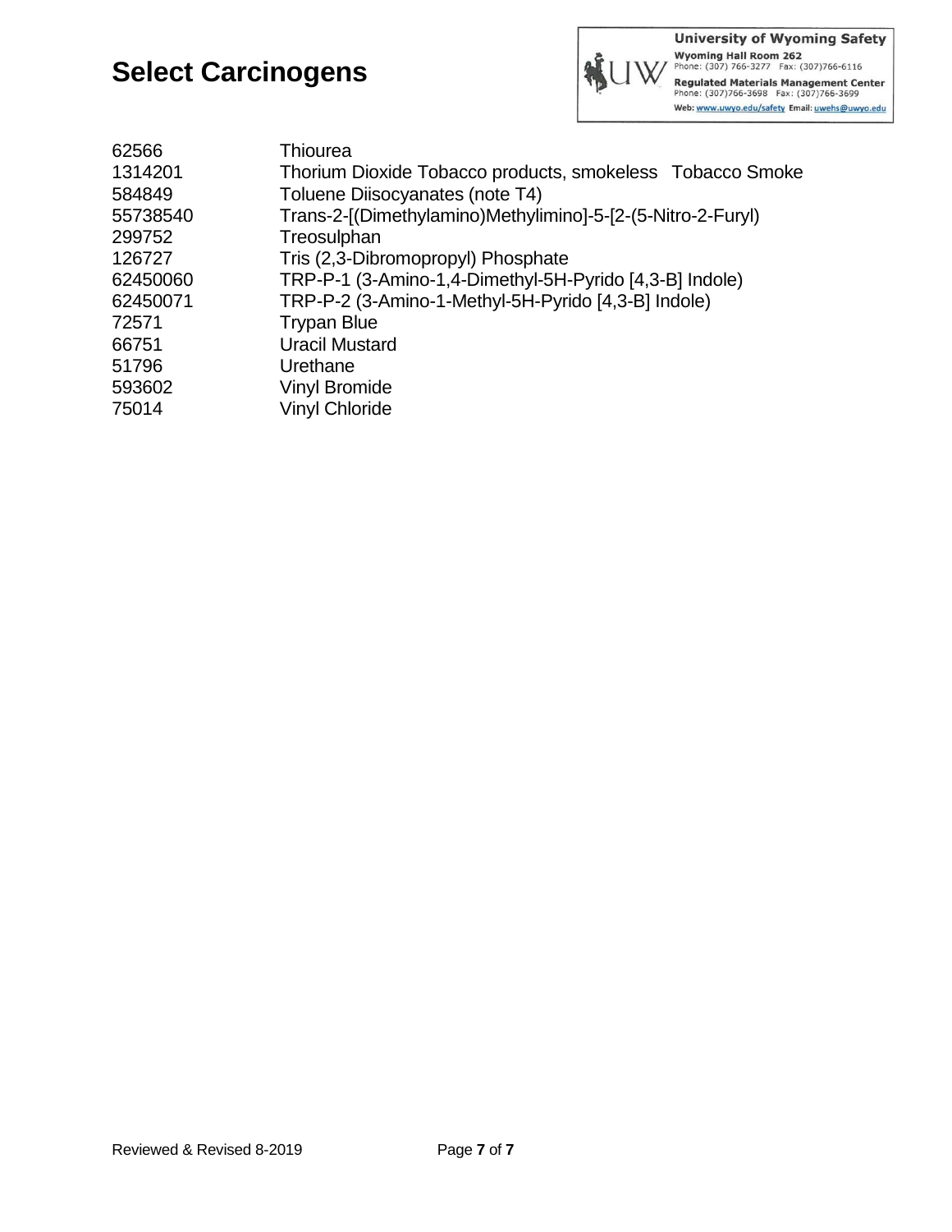# Select Carcinogens

**University of Wyoming Safety**
Wyoming Hall Room 262
Phone: (307) 766-3277 Fax: (307)766-6116
Regulated Materials Management Center
Phone: (307)766-3698 Fax: (307)766-3699
Web: www.uwyo.edu/safety Email: uwehs@uwyo.edu

| | |
|---|---|
| 62566 | Thiourea |
| 1314201 | Thorium Dioxide Tobacco products, smokeless Tobacco Smoke |
| 584849 | Toluene Diisocyanates (note T4) |
| 55738540 | Trans-2-[(Dimethylamino)Methylimino]-5-[2-(5-Nitro-2-Furyl) |
| 299752 | Treosulphan |
| 126727 | Tris (2,3-Dibromopropyl) Phosphate |
| 62450060 | TRP-P-1 (3-Amino-1,4-Dimethyl-5H-Pyrido [4,3-B] Indole) |
| 62450071 | TRP-P-2 (3-Amino-1-Methyl-5H-Pyrido [4,3-B] Indole) |
| 72571 | Trypan Blue |
| 66751 | Uracil Mustard |
| 51796 | Urethane |
| 593602 | Vinyl Bromide |
| 75014 | Vinyl Chloride |

Reviewed & Revised 8-2019